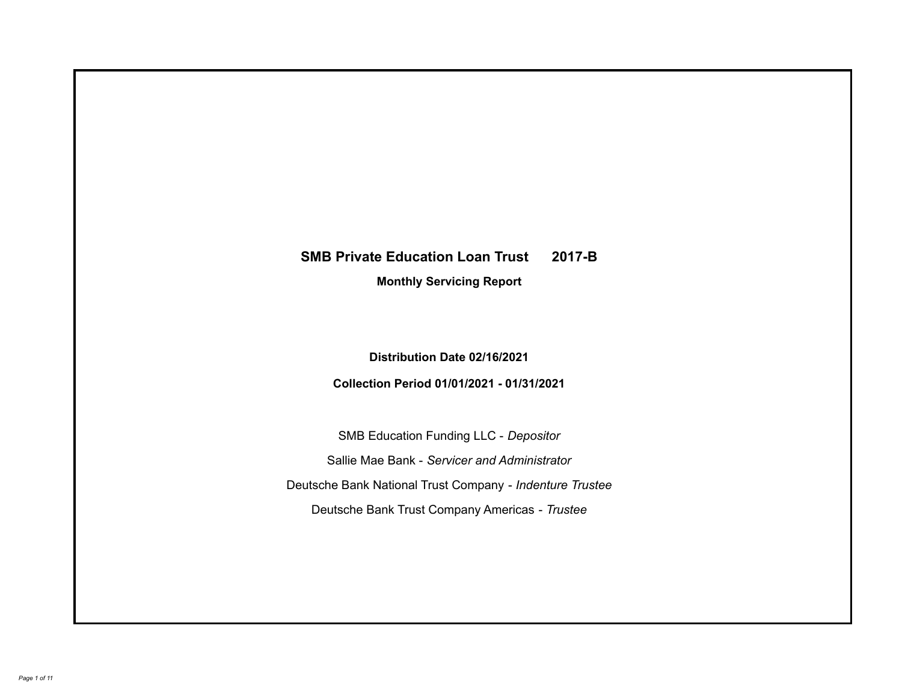# SMB Private Education Loan Trust 2017-B

**Monthly Servicing Report**

**Distribution Date 02/16/2021**

**Collection Period 01/01/2021 - 01/31/2021**

SMB Education Funding LLC - *Depositor*

Sallie Mae Bank - *Servicer and Administrator*

Deutsche Bank National Trust Company - *Indenture Trustee*

Deutsche Bank Trust Company Americas - *Trustee*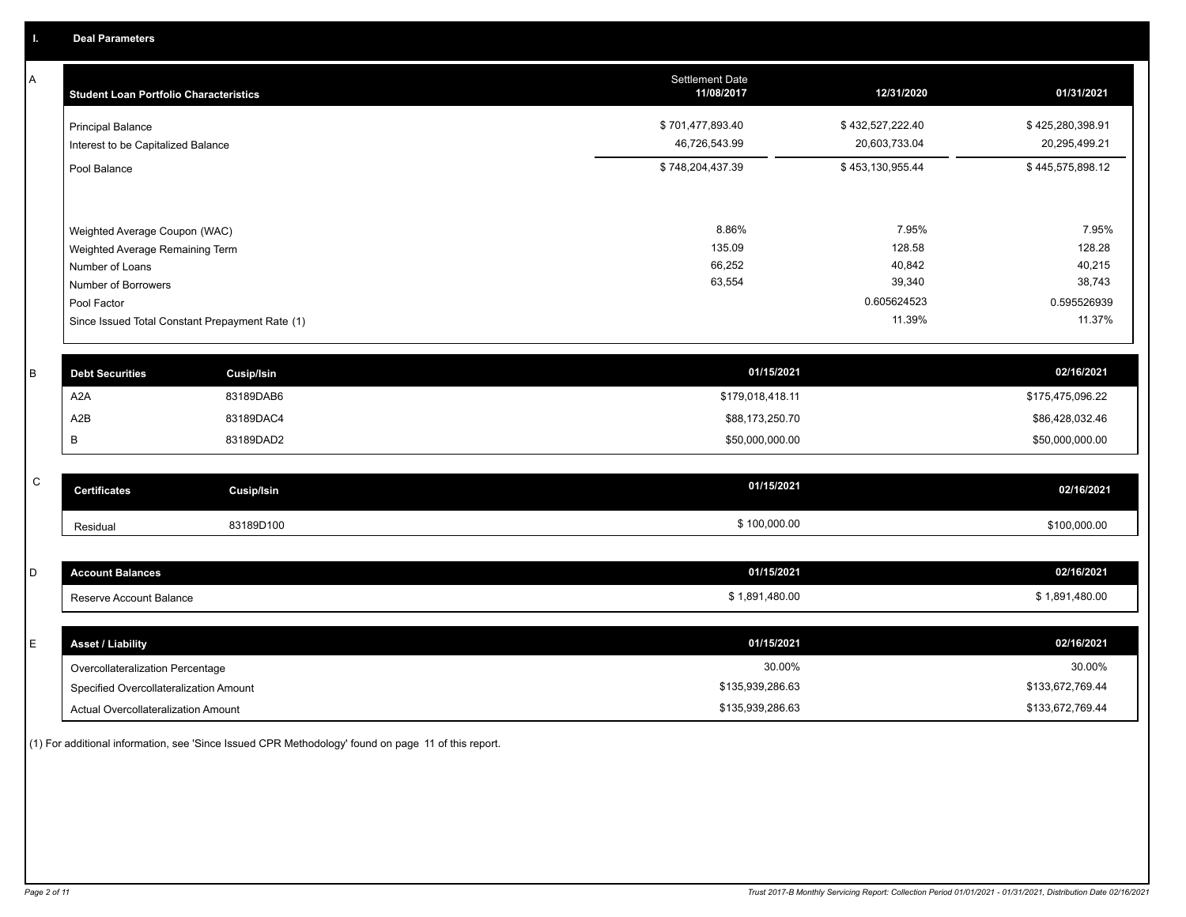## I. Deal Parameters

### A

| Student Loan Portfolio Characteristics | Settlement Date 11/08/2017 | 12/31/2020 | 01/31/2021 |
|---|---|---|---|
| Principal Balance | $ 701,477,893.40 | $ 432,527,222.40 | $ 425,280,398.91 |
| Interest to be Capitalized Balance | 46,726,543.99 | 20,603,733.04 | 20,295,499.21 |
| Pool Balance | $ 748,204,437.39 | $ 453,130,955.44 | $ 445,575,898.12 |
| Weighted Average Coupon (WAC) | 8.86% | 7.95% | 7.95% |
| Weighted Average Remaining Term | 135.09 | 128.58 | 128.28 |
| Number of Loans | 66,252 | 40,842 | 40,215 |
| Number of Borrowers | 63,554 | 39,340 | 38,743 |
| Pool Factor | | 0.605624523 | 0.595526939 |
| Since Issued Total Constant Prepayment Rate (1) | | 11.39% | 11.37% |

### B

| Debt Securities | Cusip/Isin | 01/15/2021 | 02/16/2021 |
|---|---|---|---|
| A2A | 83189DAB6 | $179,018,418.11 | $175,475,096.22 |
| A2B | 83189DAC4 | $88,173,250.70 | $86,428,032.46 |
| B | 83189DAD2 | $50,000,000.00 | $50,000,000.00 |

### C

| Certificates | Cusip/Isin | 01/15/2021 | 02/16/2021 |
|---|---|---|---|
| Residual | 83189D100 | $ 100,000.00 | $100,000.00 |

### D

| Account Balances | 01/15/2021 | 02/16/2021 |
|---|---|---|
| Reserve Account Balance | $ 1,891,480.00 | $ 1,891,480.00 |

### E

| Asset / Liability | 01/15/2021 | 02/16/2021 |
|---|---|---|
| Overcollateralization Percentage | 30.00% | 30.00% |
| Specified Overcollateralization Amount | $135,939,286.63 | $133,672,769.44 |
| Actual Overcollateralization Amount | $135,939,286.63 | $133,672,769.44 |

(1) For additional information, see 'Since Issued CPR Methodology' found on page 11 of this report.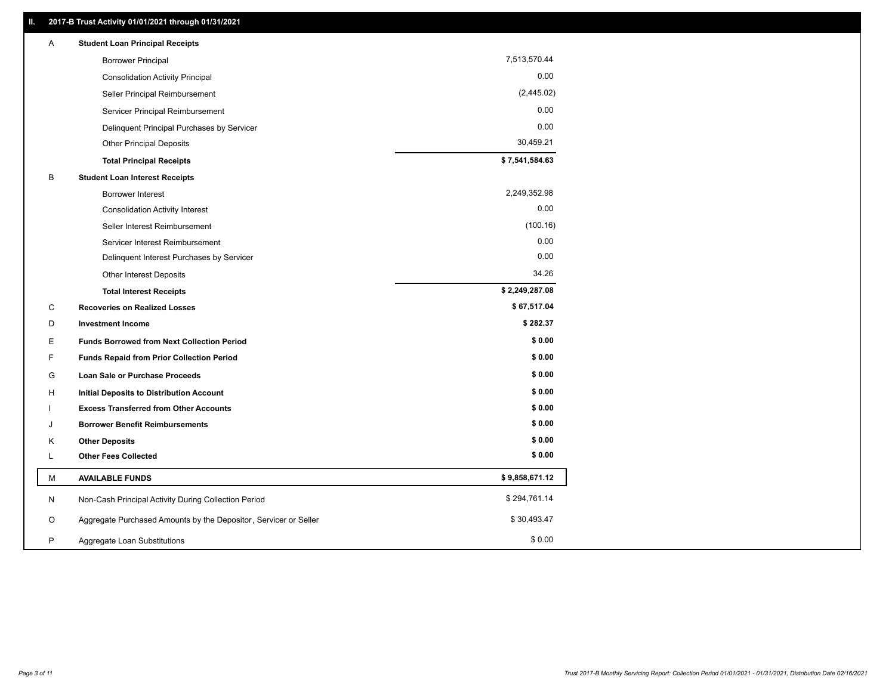## II. 2017-B Trust Activity 01/01/2021 through 01/31/2021

| | | |
|---|---|---|
| A | **Student Loan Principal Receipts** | |
| | Borrower Principal | 7,513,570.44 |
| | Consolidation Activity Principal | 0.00 |
| | Seller Principal Reimbursement | (2,445.02) |
| | Servicer Principal Reimbursement | 0.00 |
| | Delinquent Principal Purchases by Servicer | 0.00 |
| | Other Principal Deposits | 30,459.21 |
| | **Total Principal Receipts** | **$ 7,541,584.63** |
| B | **Student Loan Interest Receipts** | |
| | Borrower Interest | 2,249,352.98 |
| | Consolidation Activity Interest | 0.00 |
| | Seller Interest Reimbursement | (100.16) |
| | Servicer Interest Reimbursement | 0.00 |
| | Delinquent Interest Purchases by Servicer | 0.00 |
| | Other Interest Deposits | 34.26 |
| | **Total Interest Receipts** | **$ 2,249,287.08** |
| C | **Recoveries on Realized Losses** | **$ 67,517.04** |
| D | **Investment Income** | **$ 282.37** |
| E | **Funds Borrowed from Next Collection Period** | **$ 0.00** |
| F | **Funds Repaid from Prior Collection Period** | **$ 0.00** |
| G | **Loan Sale or Purchase Proceeds** | **$ 0.00** |
| H | **Initial Deposits to Distribution Account** | **$ 0.00** |
| I | **Excess Transferred from Other Accounts** | **$ 0.00** |
| J | **Borrower Benefit Reimbursements** | **$ 0.00** |
| K | **Other Deposits** | **$ 0.00** |
| L | **Other Fees Collected** | **$ 0.00** |
| M | **AVAILABLE FUNDS** | **$ 9,858,671.12** |
| N | Non-Cash Principal Activity During Collection Period | $ 294,761.14 |
| O | Aggregate Purchased Amounts by the Depositor, Servicer or Seller | $ 30,493.47 |
| P | Aggregate Loan Substitutions | $ 0.00 |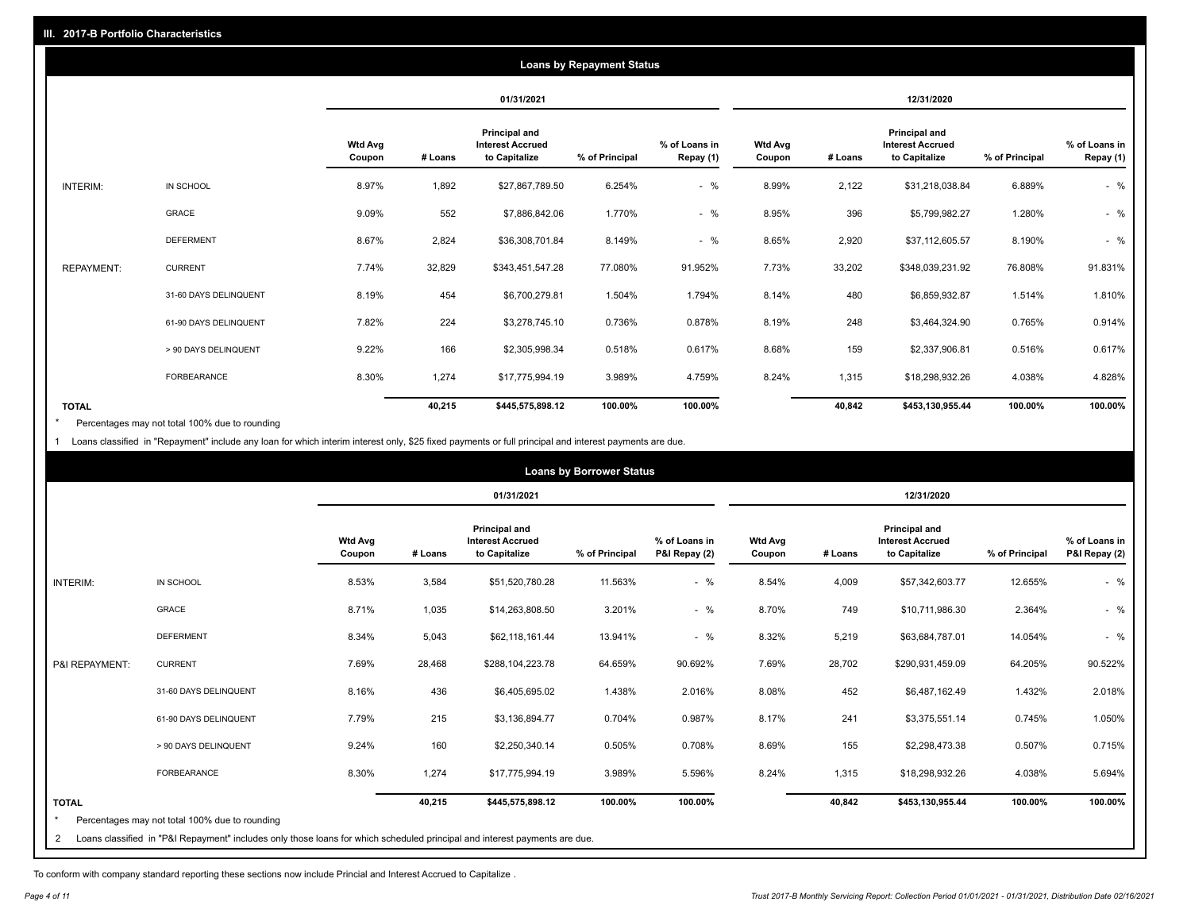## III. 2017-B Portfolio Characteristics

### Loans by Repayment Status

| | | 01/31/2021 | | | | | 12/31/2020 | | | | |
|---|---|---|---|---|---|---|---|---|---|---|---|
| | | Wtd Avg Coupon | # Loans | Principal and Interest Accrued to Capitalize | % of Principal | % of Loans in Repay (1) | Wtd Avg Coupon | # Loans | Principal and Interest Accrued to Capitalize | % of Principal | % of Loans in Repay (1) |
| INTERIM: | IN SCHOOL | 8.97% | 1,892 | $27,867,789.50 | 6.254% | - % | 8.99% | 2,122 | $31,218,038.84 | 6.889% | - % |
| | GRACE | 9.09% | 552 | $7,886,842.06 | 1.770% | - % | 8.95% | 396 | $5,799,982.27 | 1.280% | - % |
| | DEFERMENT | 8.67% | 2,824 | $36,308,701.84 | 8.149% | - % | 8.65% | 2,920 | $37,112,605.57 | 8.190% | - % |
| REPAYMENT: | CURRENT | 7.74% | 32,829 | $343,451,547.28 | 77.080% | 91.952% | 7.73% | 33,202 | $348,039,231.92 | 76.808% | 91.831% |
| | 31-60 DAYS DELINQUENT | 8.19% | 454 | $6,700,279.81 | 1.504% | 1.794% | 8.14% | 480 | $6,859,932.87 | 1.514% | 1.810% |
| | 61-90 DAYS DELINQUENT | 7.82% | 224 | $3,278,745.10 | 0.736% | 0.878% | 8.19% | 248 | $3,464,324.90 | 0.765% | 0.914% |
| | > 90 DAYS DELINQUENT | 9.22% | 166 | $2,305,998.34 | 0.518% | 0.617% | 8.68% | 159 | $2,337,906.81 | 0.516% | 0.617% |
| | FORBEARANCE | 8.30% | 1,274 | $17,775,994.19 | 3.989% | 4.759% | 8.24% | 1,315 | $18,298,932.26 | 4.038% | 4.828% |
| **TOTAL** | | | **40,215** | **$445,575,898.12** | **100.00%** | **100.00%** | | **40,842** | **$453,130,955.44** | **100.00%** | **100.00%** |

\* Percentages may not total 100% due to rounding

1 Loans classified in "Repayment" include any loan for which interim interest only, $25 fixed payments or full principal and interest payments are due.

### Loans by Borrower Status

| | | 01/31/2021 | | | | | 12/31/2020 | | | | |
|---|---|---|---|---|---|---|---|---|---|---|---|
| | | Wtd Avg Coupon | # Loans | Principal and Interest Accrued to Capitalize | % of Principal | % of Loans in P&I Repay (2) | Wtd Avg Coupon | # Loans | Principal and Interest Accrued to Capitalize | % of Principal | % of Loans in P&I Repay (2) |
| INTERIM: | IN SCHOOL | 8.53% | 3,584 | $51,520,780.28 | 11.563% | - % | 8.54% | 4,009 | $57,342,603.77 | 12.655% | - % |
| | GRACE | 8.71% | 1,035 | $14,263,808.50 | 3.201% | - % | 8.70% | 749 | $10,711,986.30 | 2.364% | - % |
| | DEFERMENT | 8.34% | 5,043 | $62,118,161.44 | 13.941% | - % | 8.32% | 5,219 | $63,684,787.01 | 14.054% | - % |
| P&I REPAYMENT: | CURRENT | 7.69% | 28,468 | $288,104,223.78 | 64.659% | 90.692% | 7.69% | 28,702 | $290,931,459.09 | 64.205% | 90.522% |
| | 31-60 DAYS DELINQUENT | 8.16% | 436 | $6,405,695.02 | 1.438% | 2.016% | 8.08% | 452 | $6,487,162.49 | 1.432% | 2.018% |
| | 61-90 DAYS DELINQUENT | 7.79% | 215 | $3,136,894.77 | 0.704% | 0.987% | 8.17% | 241 | $3,375,551.14 | 0.745% | 1.050% |
| | > 90 DAYS DELINQUENT | 9.24% | 160 | $2,250,340.14 | 0.505% | 0.708% | 8.69% | 155 | $2,298,473.38 | 0.507% | 0.715% |
| | FORBEARANCE | 8.30% | 1,274 | $17,775,994.19 | 3.989% | 5.596% | 8.24% | 1,315 | $18,298,932.26 | 4.038% | 5.694% |
| **TOTAL** | | | **40,215** | **$445,575,898.12** | **100.00%** | **100.00%** | | **40,842** | **$453,130,955.44** | **100.00%** | **100.00%** |

\* Percentages may not total 100% due to rounding

2 Loans classified in "P&I Repayment" includes only those loans for which scheduled principal and interest payments are due.

To conform with company standard reporting these sections now include Princial and Interest Accrued to Capitalize .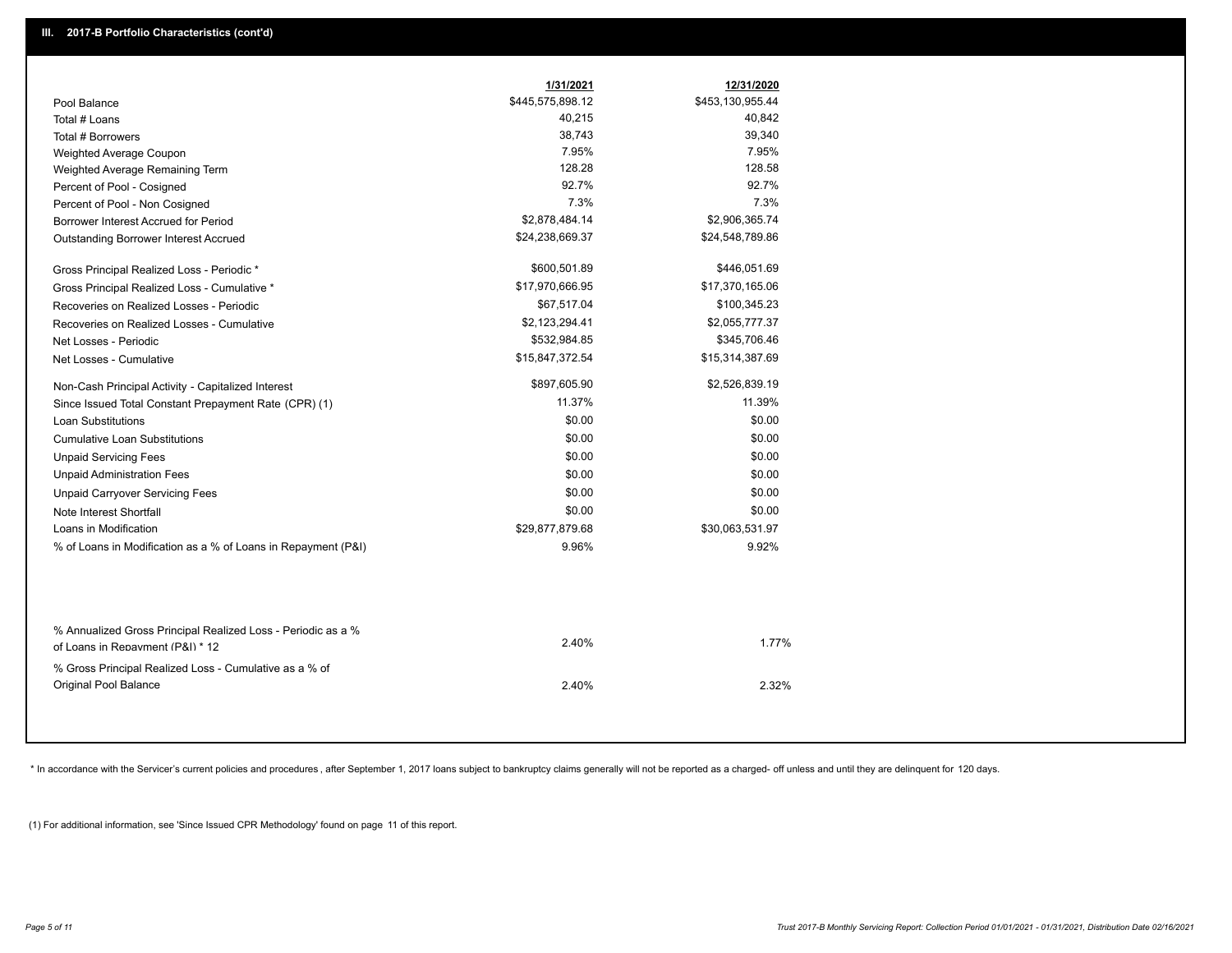### III. 2017-B Portfolio Characteristics (cont'd)

| | 1/31/2021 | 12/31/2020 |
|---|---|---|
| Pool Balance | $445,575,898.12 | $453,130,955.44 |
| Total # Loans | 40,215 | 40,842 |
| Total # Borrowers | 38,743 | 39,340 |
| Weighted Average Coupon | 7.95% | 7.95% |
| Weighted Average Remaining Term | 128.28 | 128.58 |
| Percent of Pool - Cosigned | 92.7% | 92.7% |
| Percent of Pool - Non Cosigned | 7.3% | 7.3% |
| Borrower Interest Accrued for Period | $2,878,484.14 | $2,906,365.74 |
| Outstanding Borrower Interest Accrued | $24,238,669.37 | $24,548,789.86 |
| Gross Principal Realized Loss - Periodic * | $600,501.89 | $446,051.69 |
| Gross Principal Realized Loss - Cumulative * | $17,970,666.95 | $17,370,165.06 |
| Recoveries on Realized Losses - Periodic | $67,517.04 | $100,345.23 |
| Recoveries on Realized Losses - Cumulative | $2,123,294.41 | $2,055,777.37 |
| Net Losses - Periodic | $532,984.85 | $345,706.46 |
| Net Losses - Cumulative | $15,847,372.54 | $15,314,387.69 |
| Non-Cash Principal Activity - Capitalized Interest | $897,605.90 | $2,526,839.19 |
| Since Issued Total Constant Prepayment Rate (CPR) (1) | 11.37% | 11.39% |
| Loan Substitutions | $0.00 | $0.00 |
| Cumulative Loan Substitutions | $0.00 | $0.00 |
| Unpaid Servicing Fees | $0.00 | $0.00 |
| Unpaid Administration Fees | $0.00 | $0.00 |
| Unpaid Carryover Servicing Fees | $0.00 | $0.00 |
| Note Interest Shortfall | $0.00 | $0.00 |
| Loans in Modification | $29,877,879.68 | $30,063,531.97 |
| % of Loans in Modification as a % of Loans in Repayment (P&I) | 9.96% | 9.92% |
| % Annualized Gross Principal Realized Loss - Periodic as a % of Loans in Repayment (P&I) * 12 | 2.40% | 1.77% |
| % Gross Principal Realized Loss - Cumulative as a % of Original Pool Balance | 2.40% | 2.32% |

* In accordance with the Servicer's current policies and procedures , after September 1, 2017 loans subject to bankruptcy claims generally will not be reported as a charged- off unless and until they are delinquent for 120 days.

(1) For additional information, see 'Since Issued CPR Methodology' found on page 11 of this report.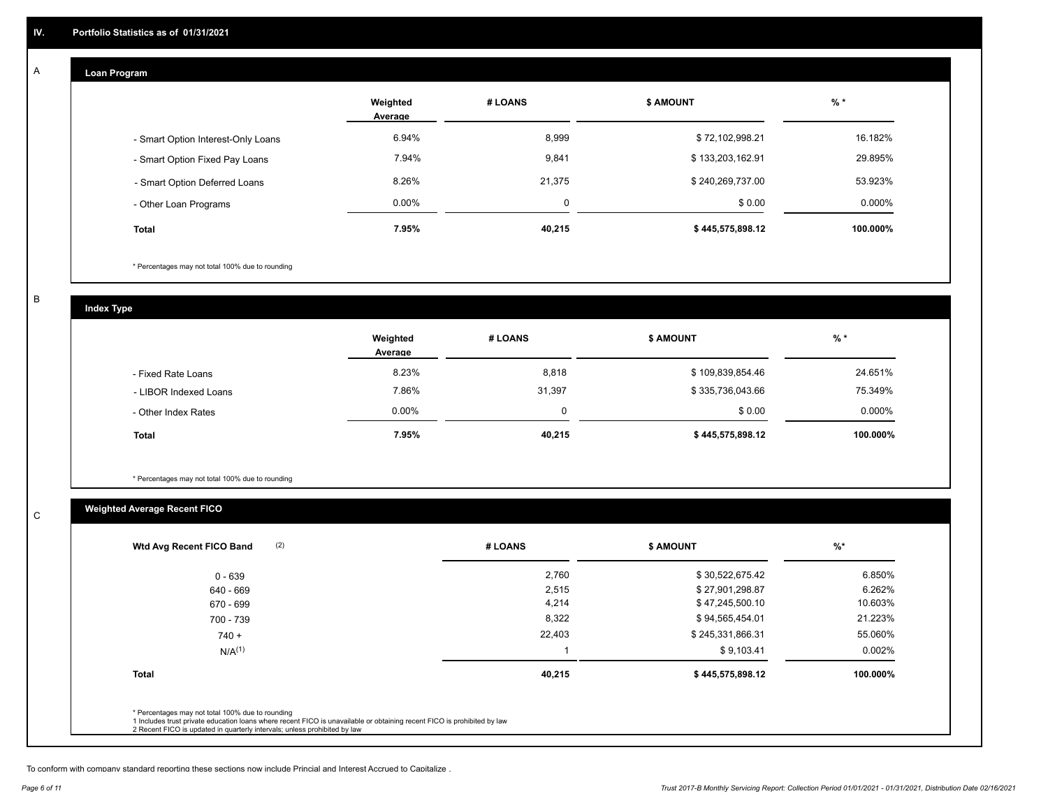## IV. Portfolio Statistics as of 01/31/2021

### A. Loan Program

| | Weighted Average | # LOANS | $ AMOUNT | % * |
|---|---|---|---|---|
| - Smart Option Interest-Only Loans | 6.94% | 8,999 | $ 72,102,998.21 | 16.182% |
| - Smart Option Fixed Pay Loans | 7.94% | 9,841 | $ 133,203,162.91 | 29.895% |
| - Smart Option Deferred Loans | 8.26% | 21,375 | $ 240,269,737.00 | 53.923% |
| - Other Loan Programs | 0.00% | 0 | $ 0.00 | 0.000% |
| **Total** | **7.95%** | **40,215** | **$ 445,575,898.12** | **100.000%** |

\* Percentages may not total 100% due to rounding

### B. Index Type

| | Weighted Average | # LOANS | $ AMOUNT | % * |
|---|---|---|---|---|
| - Fixed Rate Loans | 8.23% | 8,818 | $ 109,839,854.46 | 24.651% |
| - LIBOR Indexed Loans | 7.86% | 31,397 | $ 335,736,043.66 | 75.349% |
| - Other Index Rates | 0.00% | 0 | $ 0.00 | 0.000% |
| **Total** | **7.95%** | **40,215** | **$ 445,575,898.12** | **100.000%** |

\* Percentages may not total 100% due to rounding

### C. Weighted Average Recent FICO

| Wtd Avg Recent FICO Band (2) | # LOANS | $ AMOUNT | %* |
|---|---|---|---|
| 0 - 639 | 2,760 | $ 30,522,675.42 | 6.850% |
| 640 - 669 | 2,515 | $ 27,901,298.87 | 6.262% |
| 670 - 699 | 4,214 | $ 47,245,500.10 | 10.603% |
| 700 - 739 | 8,322 | $ 94,565,454.01 | 21.223% |
| 740 + | 22,403 | $ 245,331,866.31 | 55.060% |
| N/A(1) | 1 | $ 9,103.41 | 0.002% |
| **Total** | **40,215** | **$ 445,575,898.12** | **100.000%** |

\* Percentages may not total 100% due to rounding
1 Includes trust private education loans where recent FICO is unavailable or obtaining recent FICO is prohibited by law
2 Recent FICO is updated in quarterly intervals; unless prohibited by law

To conform with company standard reporting these sections now include Princial and Interest Accrued to Capitalize .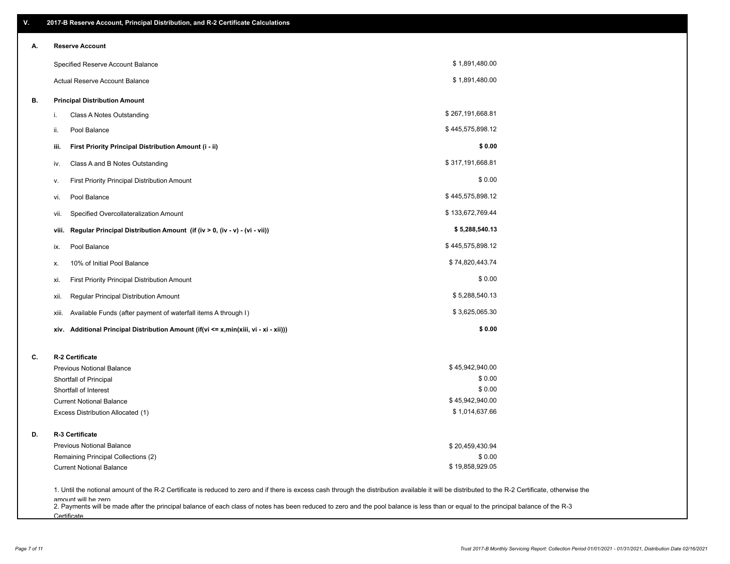## V. 2017-B Reserve Account, Principal Distribution, and R-2 Certificate Calculations

### A. Reserve Account

| | |
|---|---|
| Specified Reserve Account Balance | $ 1,891,480.00 |
| Actual Reserve Account Balance | $ 1,891,480.00 |

### B. Principal Distribution Amount

| | | |
|---|---|---|
| i. | Class A Notes Outstanding | $ 267,191,668.81 |
| ii. | Pool Balance | $ 445,575,898.12 |
| **iii.** | **First Priority Principal Distribution Amount (i - ii)** | **$ 0.00** |
| iv. | Class A and B Notes Outstanding | $ 317,191,668.81 |
| v. | First Priority Principal Distribution Amount | $ 0.00 |
| vi. | Pool Balance | $ 445,575,898.12 |
| vii. | Specified Overcollateralization Amount | $ 133,672,769.44 |
| **viii.** | **Regular Principal Distribution Amount (if (iv > 0, (iv - v) - (vi - vii))** | **$ 5,288,540.13** |
| ix. | Pool Balance | $ 445,575,898.12 |
| x. | 10% of Initial Pool Balance | $ 74,820,443.74 |
| xi. | First Priority Principal Distribution Amount | $ 0.00 |
| xii. | Regular Principal Distribution Amount | $ 5,288,540.13 |
| xiii. | Available Funds (after payment of waterfall items A through I) | $ 3,625,065.30 |
| **xiv.** | **Additional Principal Distribution Amount (if(vi <= x,min(xiii, vi - xi - xii)))** | **$ 0.00** |

### C. R-2 Certificate

| | |
|---|---|
| Previous Notional Balance | $ 45,942,940.00 |
| Shortfall of Principal | $ 0.00 |
| Shortfall of Interest | $ 0.00 |
| Current Notional Balance | $ 45,942,940.00 |
| Excess Distribution Allocated (1) | $ 1,014,637.66 |

### D. R-3 Certificate

| | |
|---|---|
| Previous Notional Balance | $ 20,459,430.94 |
| Remaining Principal Collections (2) | $ 0.00 |
| Current Notional Balance | $ 19,858,929.05 |

1. Until the notional amount of the R-2 Certificate is reduced to zero and if there is excess cash through the distribution available it will be distributed to the R-2 Certificate, otherwise the amount will be zero
2. Payments will be made after the principal balance of each class of notes has been reduced to zero and the pool balance is less than or equal to the principal balance of the R-3 Certificate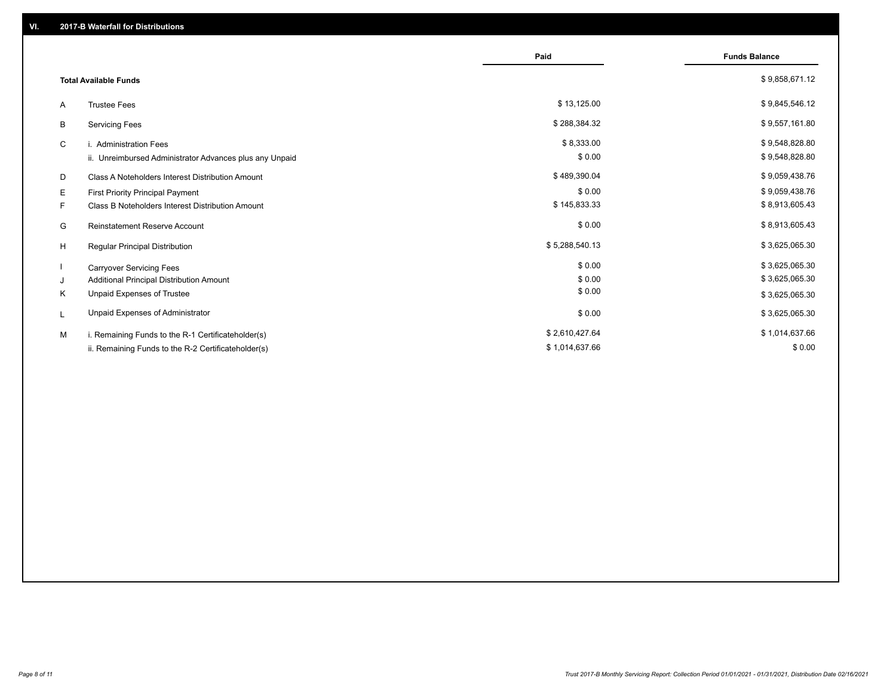## VI. 2017-B Waterfall for Distributions

| | | Paid | Funds Balance |
|---|---|---|---|
| | **Total Available Funds** | | $ 9,858,671.12 |
| A | Trustee Fees | $ 13,125.00 | $ 9,845,546.12 |
| B | Servicing Fees | $ 288,384.32 | $ 9,557,161.80 |
| C | i. Administration Fees | $ 8,333.00 | $ 9,548,828.80 |
| | ii. Unreimbursed Administrator Advances plus any Unpaid | $ 0.00 | $ 9,548,828.80 |
| D | Class A Noteholders Interest Distribution Amount | $ 489,390.04 | $ 9,059,438.76 |
| E | First Priority Principal Payment | $ 0.00 | $ 9,059,438.76 |
| F | Class B Noteholders Interest Distribution Amount | $ 145,833.33 | $ 8,913,605.43 |
| G | Reinstatement Reserve Account | $ 0.00 | $ 8,913,605.43 |
| H | Regular Principal Distribution | $ 5,288,540.13 | $ 3,625,065.30 |
| I | Carryover Servicing Fees | $ 0.00 | $ 3,625,065.30 |
| J | Additional Principal Distribution Amount | $ 0.00 | $ 3,625,065.30 |
| K | Unpaid Expenses of Trustee | $ 0.00 | $ 3,625,065.30 |
| L | Unpaid Expenses of Administrator | $ 0.00 | $ 3,625,065.30 |
| M | i. Remaining Funds to the R-1 Certificateholder(s) | $ 2,610,427.64 | $ 1,014,637.66 |
| | ii. Remaining Funds to the R-2 Certificateholder(s) | $ 1,014,637.66 | $ 0.00 |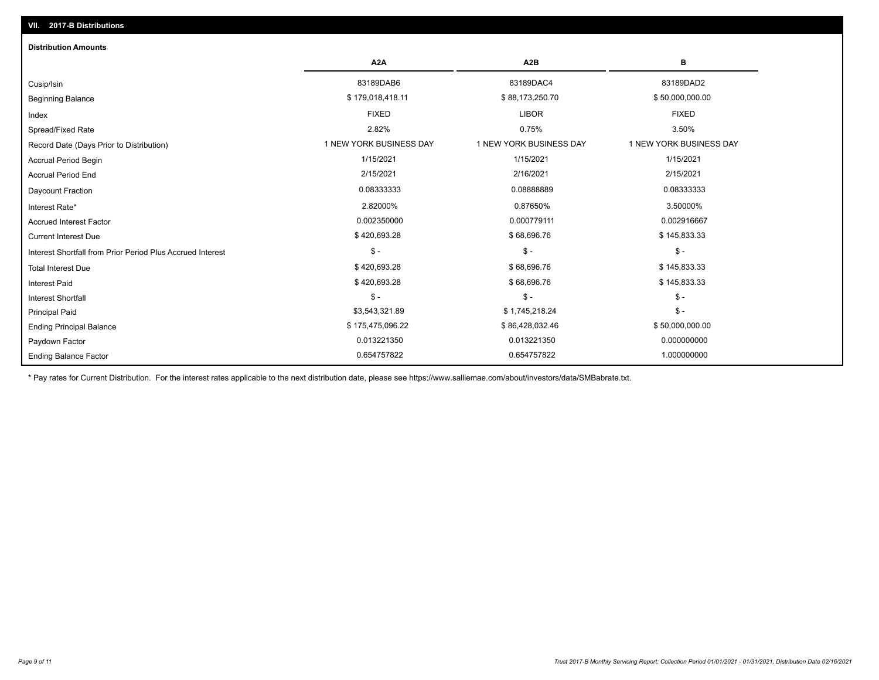## VII. 2017-B Distributions

### Distribution Amounts

| | A2A | A2B | B |
|---|---|---|---|
| Cusip/Isin | 83189DAB6 | 83189DAC4 | 83189DAD2 |
| Beginning Balance | $ 179,018,418.11 | $ 88,173,250.70 | $ 50,000,000.00 |
| Index | FIXED | LIBOR | FIXED |
| Spread/Fixed Rate | 2.82% | 0.75% | 3.50% |
| Record Date (Days Prior to Distribution) | 1 NEW YORK BUSINESS DAY | 1 NEW YORK BUSINESS DAY | 1 NEW YORK BUSINESS DAY |
| Accrual Period Begin | 1/15/2021 | 1/15/2021 | 1/15/2021 |
| Accrual Period End | 2/15/2021 | 2/16/2021 | 2/15/2021 |
| Daycount Fraction | 0.08333333 | 0.08888889 | 0.08333333 |
| Interest Rate* | 2.82000% | 0.87650% | 3.50000% |
| Accrued Interest Factor | 0.002350000 | 0.000779111 | 0.002916667 |
| Current Interest Due | $ 420,693.28 | $ 68,696.76 | $ 145,833.33 |
| Interest Shortfall from Prior Period Plus Accrued Interest | $ - | $ - | $ - |
| Total Interest Due | $ 420,693.28 | $ 68,696.76 | $ 145,833.33 |
| Interest Paid | $ 420,693.28 | $ 68,696.76 | $ 145,833.33 |
| Interest Shortfall | $ - | $ - | $ - |
| Principal Paid | $3,543,321.89 | $ 1,745,218.24 | $ - |
| Ending Principal Balance | $ 175,475,096.22 | $ 86,428,032.46 | $ 50,000,000.00 |
| Paydown Factor | 0.013221350 | 0.013221350 | 0.000000000 |
| Ending Balance Factor | 0.654757822 | 0.654757822 | 1.000000000 |

* Pay rates for Current Distribution. For the interest rates applicable to the next distribution date, please see https://www.salliemae.com/about/investors/data/SMBabrate.txt.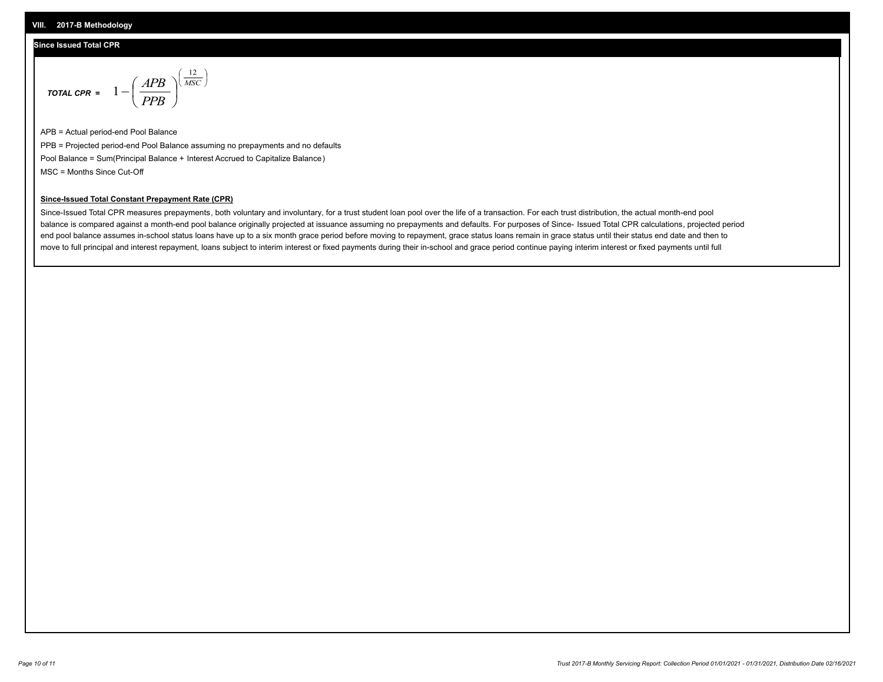## VIII. 2017-B Methodology

### Since Issued Total CPR

$$\textbf{TOTAL CPR} = 1 - \left(\frac{APB}{PPB}\right)^{\left(\frac{12}{MSC}\right)}$$

APB = Actual period-end Pool Balance

PPB = Projected period-end Pool Balance assuming no prepayments and no defaults

Pool Balance = Sum(Principal Balance + Interest Accrued to Capitalize Balance)

MSC = Months Since Cut-Off

**Since-Issued Total Constant Prepayment Rate (CPR)**

Since-Issued Total CPR measures prepayments, both voluntary and involuntary, for a trust student loan pool over the life of a transaction. For each trust distribution, the actual month-end pool balance is compared against a month-end pool balance originally projected at issuance assuming no prepayments and defaults. For purposes of Since- Issued Total CPR calculations, projected period end pool balance assumes in-school status loans have up to a six month grace period before moving to repayment, grace status loans remain in grace status until their status end date and then to move to full principal and interest repayment, loans subject to interim interest or fixed payments during their in-school and grace period continue paying interim interest or fixed payments until full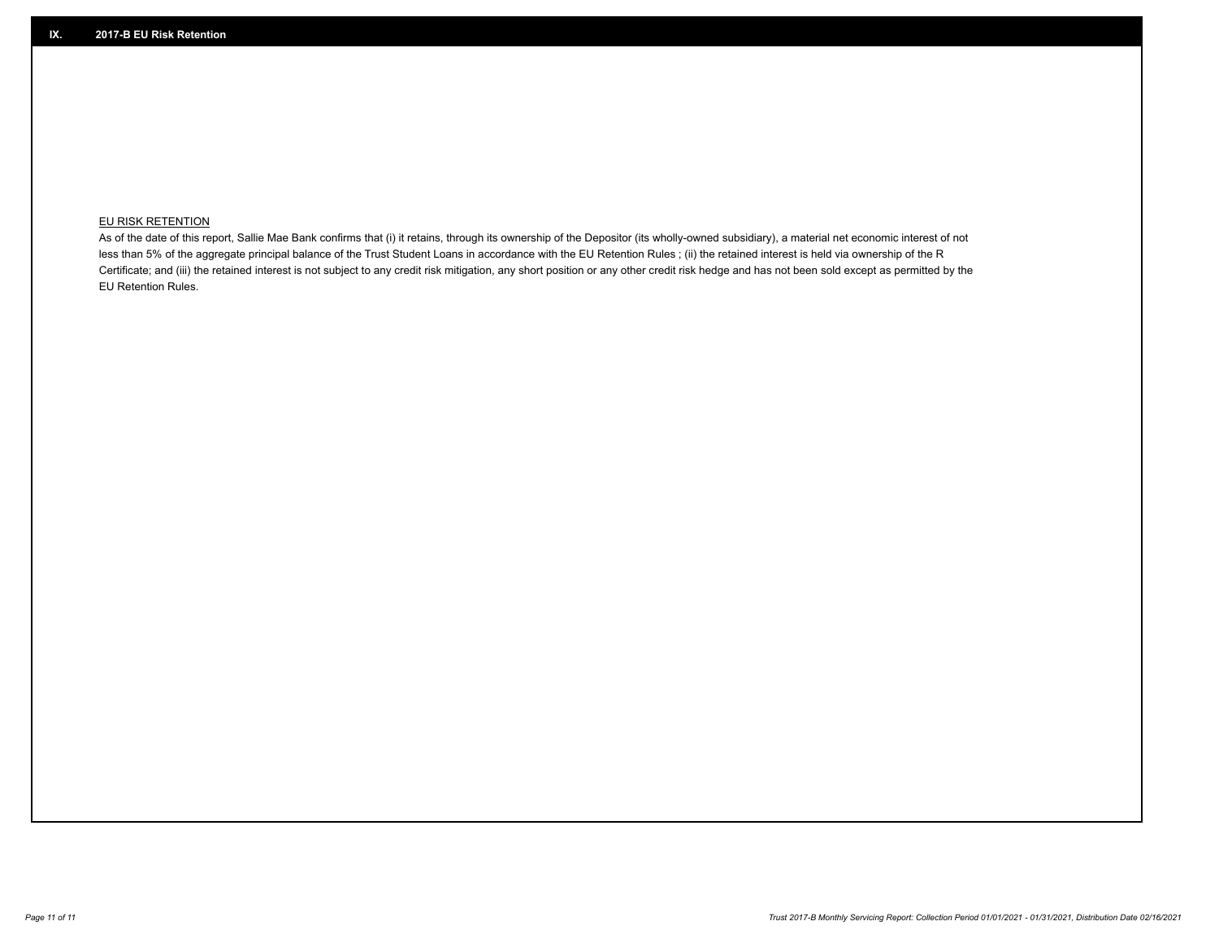## IX. 2017-B EU Risk Retention

EU RISK RETENTION

As of the date of this report, Sallie Mae Bank confirms that (i) it retains, through its ownership of the Depositor (its wholly-owned subsidiary), a material net economic interest of not less than 5% of the aggregate principal balance of the Trust Student Loans in accordance with the EU Retention Rules ; (ii) the retained interest is held via ownership of the R Certificate; and (iii) the retained interest is not subject to any credit risk mitigation, any short position or any other credit risk hedge and has not been sold except as permitted by the EU Retention Rules.